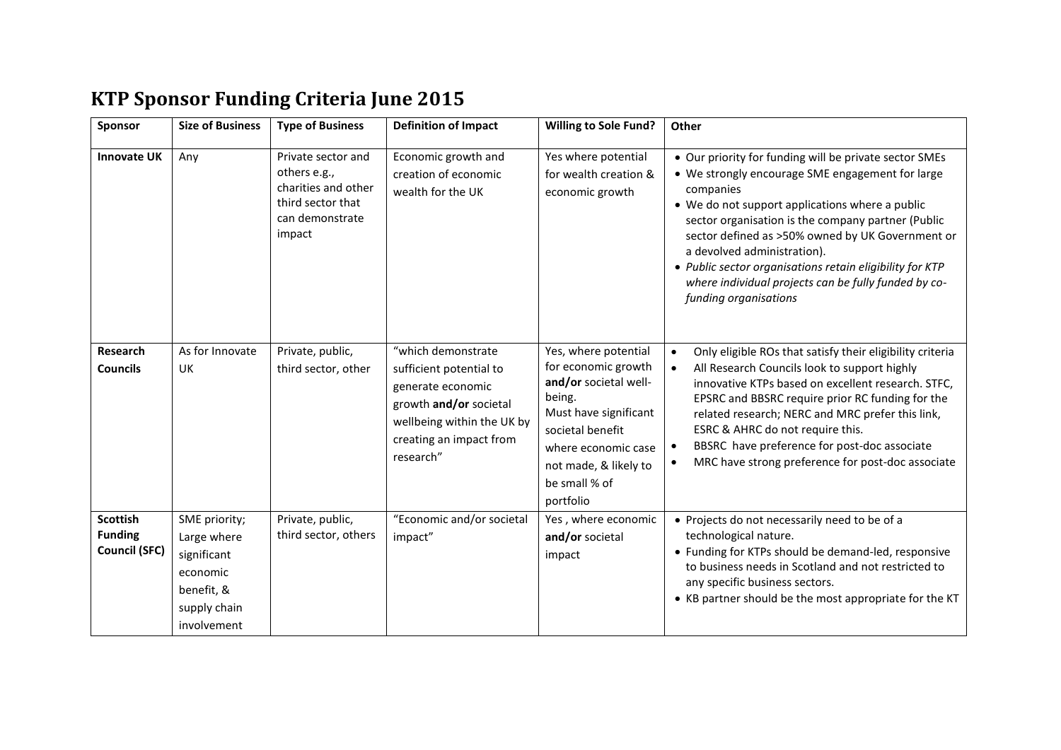# KTP Sponsor Funding Criteria June 2015

| Sponsor | Size of Business | Type of Business | Definition of Impact | Willing to Sole Fund? | Other |
|---|---|---|---|---|---|
| **Innovate UK** | Any | Private sector and others e.g., charities and other third sector that can demonstrate impact | Economic growth and creation of economic wealth for the UK | Yes where potential for wealth creation & economic growth | • Our priority for funding will be private sector SMEs<br>• We strongly encourage SME engagement for large companies<br>• We do not support applications where a public sector organisation is the company partner (Public sector defined as >50% owned by UK Government or a devolved administration).<br>• *Public sector organisations retain eligibility for KTP where individual projects can be fully funded by co-funding organisations* |
| **Research Councils** | As for Innovate UK | Private, public, third sector, other | "which demonstrate sufficient potential to generate economic growth **and/or** societal wellbeing within the UK by creating an impact from research" | Yes, where potential for economic growth **and/or** societal well-being. Must have significant societal benefit where economic case not made, & likely to be small % of portfolio | • Only eligible ROs that satisfy their eligibility criteria<br>• All Research Councils look to support highly innovative KTPs based on excellent research. STFC, EPSRC and BBSRC require prior RC funding for the related research; NERC and MRC prefer this link, ESRC & AHRC do not require this.<br>• BBSRC have preference for post-doc associate<br>• MRC have strong preference for post-doc associate |
| **Scottish Funding Council (SFC)** | SME priority; Large where significant economic benefit, & supply chain involvement | Private, public, third sector, others | "Economic and/or societal impact" | Yes , where economic **and/or** societal impact | • Projects do not necessarily need to be of a technological nature.<br>• Funding for KTPs should be demand-led, responsive to business needs in Scotland and not restricted to any specific business sectors.<br>• KB partner should be the most appropriate for the KT |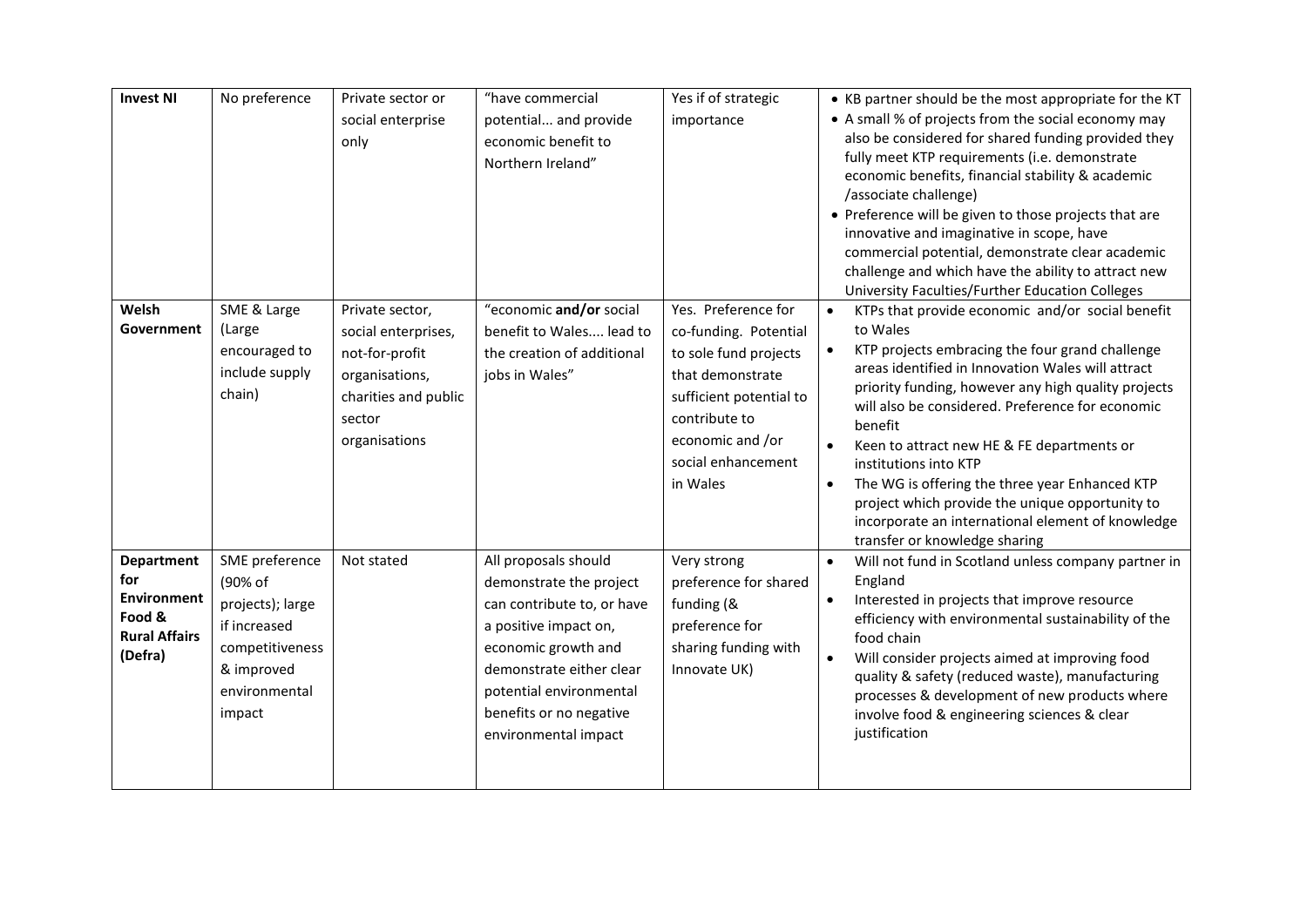| **Invest NI** | No preference | Private sector or social enterprise only | "have commercial potential... and provide economic benefit to Northern Ireland" | Yes if of strategic importance | • KB partner should be the most appropriate for the KT<br>• A small % of projects from the social economy may also be considered for shared funding provided they fully meet KTP requirements (i.e. demonstrate economic benefits, financial stability & academic /associate challenge)<br>• Preference will be given to those projects that are innovative and imaginative in scope, have commercial potential, demonstrate clear academic challenge and which have the ability to attract new University Faculties/Further Education Colleges |
|---|---|---|---|---|---|
| **Welsh Government** | SME & Large (Large encouraged to include supply chain) | Private sector, social enterprises, not-for-profit organisations, charities and public sector organisations | "economic **and/or** social benefit to Wales.... lead to the creation of additional jobs in Wales" | Yes. Preference for co-funding. Potential to sole fund projects that demonstrate sufficient potential to contribute to economic and /or social enhancement in Wales | • KTPs that provide economic and/or social benefit to Wales<br>• KTP projects embracing the four grand challenge areas identified in Innovation Wales will attract priority funding, however any high quality projects will also be considered. Preference for economic benefit<br>• Keen to attract new HE & FE departments or institutions into KTP<br>• The WG is offering the three year Enhanced KTP project which provide the unique opportunity to incorporate an international element of knowledge transfer or knowledge sharing |
| **Department for Environment Food & Rural Affairs (Defra)** | SME preference (90% of projects); large if increased competitiveness & improved environmental impact | Not stated | All proposals should demonstrate the project can contribute to, or have a positive impact on, economic growth and demonstrate either clear potential environmental benefits or no negative environmental impact | Very strong preference for shared funding (& preference for sharing funding with Innovate UK) | • Will not fund in Scotland unless company partner in England<br>• Interested in projects that improve resource efficiency with environmental sustainability of the food chain<br>• Will consider projects aimed at improving food quality & safety (reduced waste), manufacturing processes & development of new products where involve food & engineering sciences & clear justification |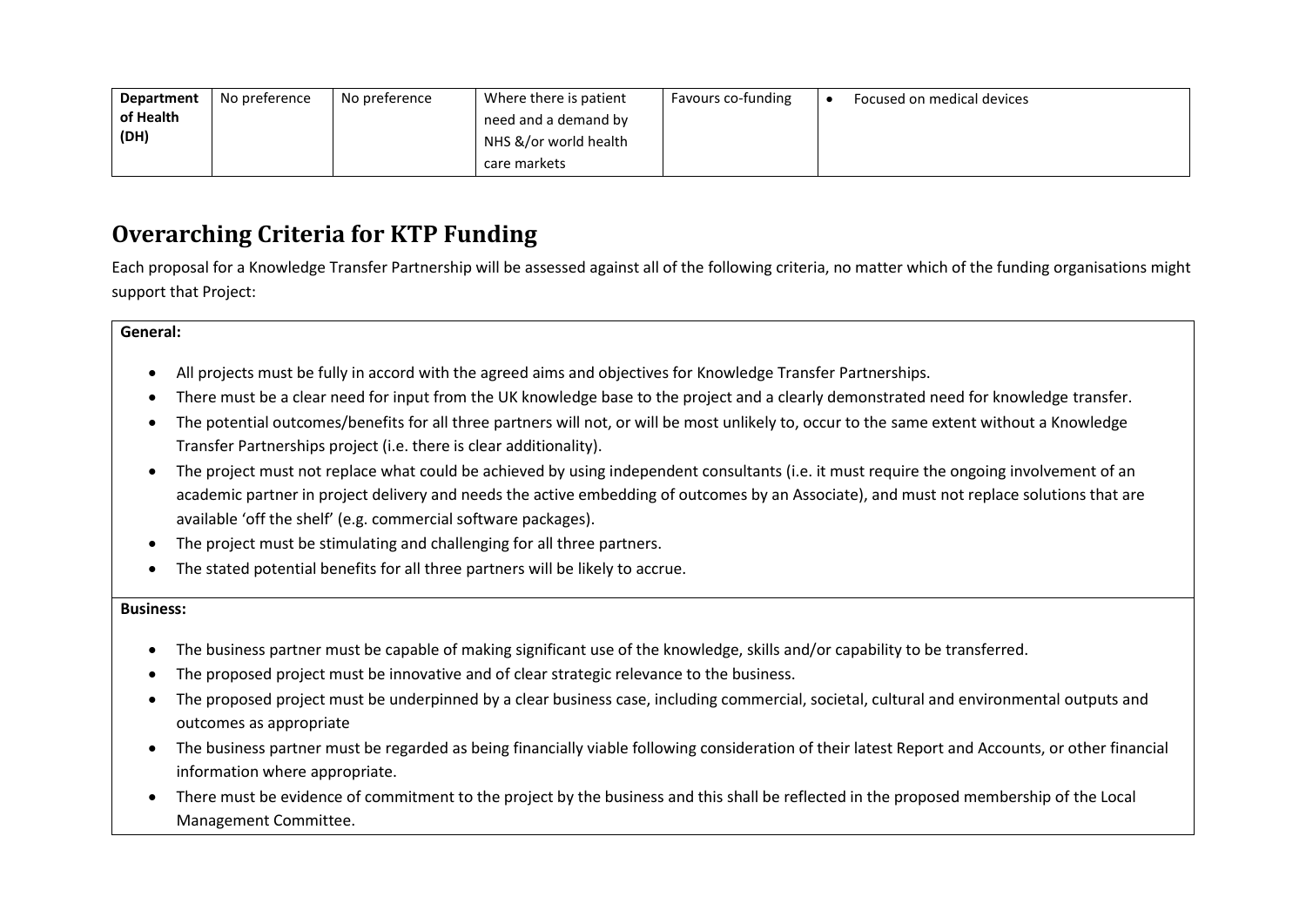| Department of Health (DH) | No preference | No preference | Where there is patient need and a demand by NHS &/or world health care markets | Favours co-funding | • Focused on medical devices |
|---|---|---|---|---|---|

## Overarching Criteria for KTP Funding

Each proposal for a Knowledge Transfer Partnership will be assessed against all of the following criteria, no matter which of the funding organisations might support that Project:

**General:**

- All projects must be fully in accord with the agreed aims and objectives for Knowledge Transfer Partnerships.
- There must be a clear need for input from the UK knowledge base to the project and a clearly demonstrated need for knowledge transfer.
- The potential outcomes/benefits for all three partners will not, or will be most unlikely to, occur to the same extent without a Knowledge Transfer Partnerships project (i.e. there is clear additionality).
- The project must not replace what could be achieved by using independent consultants (i.e. it must require the ongoing involvement of an academic partner in project delivery and needs the active embedding of outcomes by an Associate), and must not replace solutions that are available 'off the shelf' (e.g. commercial software packages).
- The project must be stimulating and challenging for all three partners.
- The stated potential benefits for all three partners will be likely to accrue.

**Business:**

- The business partner must be capable of making significant use of the knowledge, skills and/or capability to be transferred.
- The proposed project must be innovative and of clear strategic relevance to the business.
- The proposed project must be underpinned by a clear business case, including commercial, societal, cultural and environmental outputs and outcomes as appropriate
- The business partner must be regarded as being financially viable following consideration of their latest Report and Accounts, or other financial information where appropriate.
- There must be evidence of commitment to the project by the business and this shall be reflected in the proposed membership of the Local Management Committee.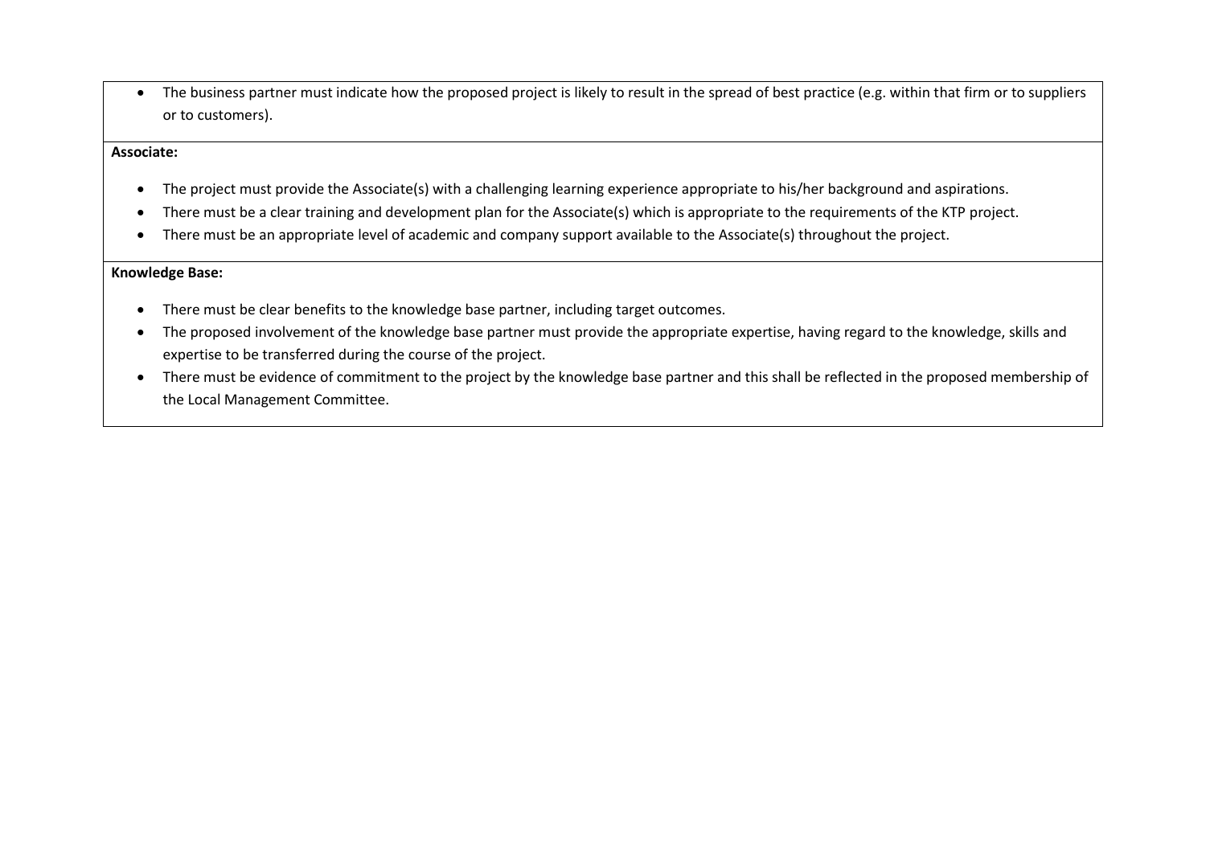- The business partner must indicate how the proposed project is likely to result in the spread of best practice (e.g. within that firm or to suppliers or to customers).

**Associate:**

- The project must provide the Associate(s) with a challenging learning experience appropriate to his/her background and aspirations.
- There must be a clear training and development plan for the Associate(s) which is appropriate to the requirements of the KTP project.
- There must be an appropriate level of academic and company support available to the Associate(s) throughout the project.

**Knowledge Base:**

- There must be clear benefits to the knowledge base partner, including target outcomes.
- The proposed involvement of the knowledge base partner must provide the appropriate expertise, having regard to the knowledge, skills and expertise to be transferred during the course of the project.
- There must be evidence of commitment to the project by the knowledge base partner and this shall be reflected in the proposed membership of the Local Management Committee.